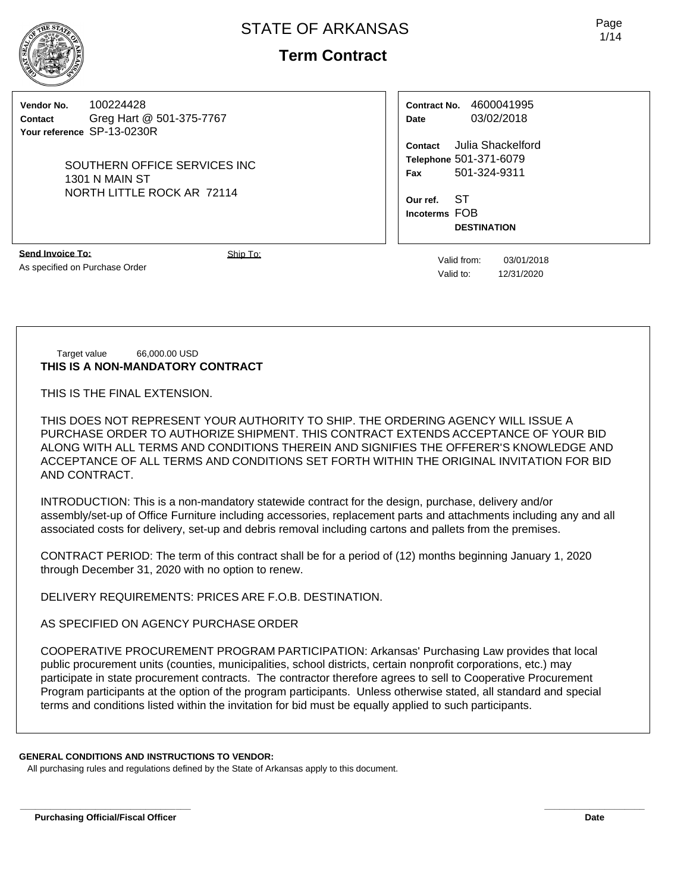# STATE OF ARKANSAS

## Term Contract

**Vendor No.** 100224428
**Contact** Greg Hart @ 501-375-7767
**Your reference** SP-13-0230R

SOUTHERN OFFICE SERVICES INC
1301 N MAIN ST
NORTH LITTLE ROCK AR 72114

**Contract No.** 4600041995
**Date** 03/02/2018

**Contact** Julia Shackelford
**Telephone** 501-371-6079
**Fax** 501-324-9311

**Our ref.** ST
**Incoterms** FOB
**DESTINATION**

**Send Invoice To:**
As specified on Purchase Order

Ship To:

Valid from: 03/01/2018
Valid to: 12/31/2020

Target value 66,000.00 USD

**THIS IS A NON-MANDATORY CONTRACT**

THIS IS THE FINAL EXTENSION.

THIS DOES NOT REPRESENT YOUR AUTHORITY TO SHIP. THE ORDERING AGENCY WILL ISSUE A PURCHASE ORDER TO AUTHORIZE SHIPMENT. THIS CONTRACT EXTENDS ACCEPTANCE OF YOUR BID ALONG WITH ALL TERMS AND CONDITIONS THEREIN AND SIGNIFIES THE OFFERER'S KNOWLEDGE AND ACCEPTANCE OF ALL TERMS AND CONDITIONS SET FORTH WITHIN THE ORIGINAL INVITATION FOR BID AND CONTRACT.

INTRODUCTION: This is a non-mandatory statewide contract for the design, purchase, delivery and/or assembly/set-up of Office Furniture including accessories, replacement parts and attachments including any and all associated costs for delivery, set-up and debris removal including cartons and pallets from the premises.

CONTRACT PERIOD: The term of this contract shall be for a period of (12) months beginning January 1, 2020 through December 31, 2020 with no option to renew.

DELIVERY REQUIREMENTS: PRICES ARE F.O.B. DESTINATION.

AS SPECIFIED ON AGENCY PURCHASE ORDER

COOPERATIVE PROCUREMENT PROGRAM PARTICIPATION: Arkansas' Purchasing Law provides that local public procurement units (counties, municipalities, school districts, certain nonprofit corporations, etc.) may participate in state procurement contracts. The contractor therefore agrees to sell to Cooperative Procurement Program participants at the option of the program participants. Unless otherwise stated, all standard and special terms and conditions listed within the invitation for bid must be equally applied to such participants.

**GENERAL CONDITIONS AND INSTRUCTIONS TO VENDOR:**
All purchasing rules and regulations defined by the State of Arkansas apply to this document.

**Purchasing Official/Fiscal Officer** **Date**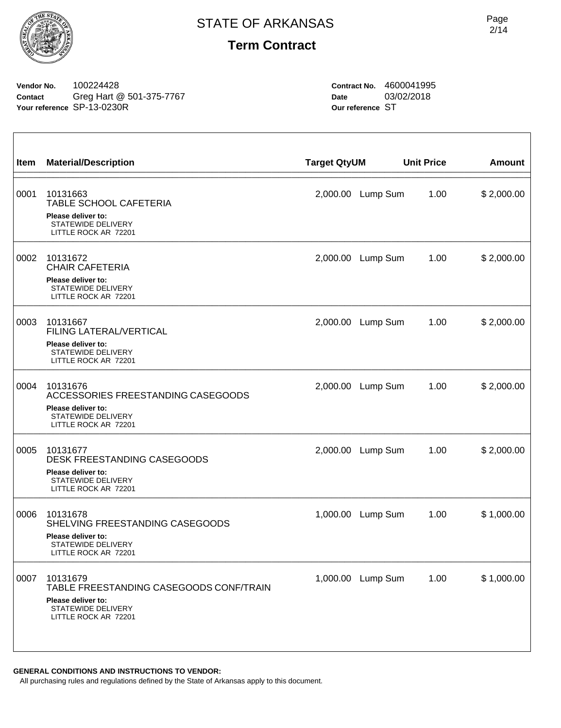# STATE OF ARKANSAS

## Term Contract

**Vendor No.** 100224428
**Contact** Greg Hart @ 501-375-7767
**Your reference** SP-13-0230R

**Contract No.** 4600041995
**Date** 03/02/2018
**Our reference** ST

| Item | Material/Description | Target Qty | UM | Unit Price | Amount |
|---|---|---|---|---|---|
| 0001 | 10131663<br>TABLE SCHOOL CAFETERIA<br>**Please deliver to:**<br>STATEWIDE DELIVERY<br>LITTLE ROCK AR 72201 | 2,000.00 | Lump Sum | 1.00 | $ 2,000.00 |
| 0002 | 10131672<br>CHAIR CAFETERIA<br>**Please deliver to:**<br>STATEWIDE DELIVERY<br>LITTLE ROCK AR 72201 | 2,000.00 | Lump Sum | 1.00 | $ 2,000.00 |
| 0003 | 10131667<br>FILING LATERAL/VERTICAL<br>**Please deliver to:**<br>STATEWIDE DELIVERY<br>LITTLE ROCK AR 72201 | 2,000.00 | Lump Sum | 1.00 | $ 2,000.00 |
| 0004 | 10131676<br>ACCESSORIES FREESTANDING CASEGOODS<br>**Please deliver to:**<br>STATEWIDE DELIVERY<br>LITTLE ROCK AR 72201 | 2,000.00 | Lump Sum | 1.00 | $ 2,000.00 |
| 0005 | 10131677<br>DESK FREESTANDING CASEGOODS<br>**Please deliver to:**<br>STATEWIDE DELIVERY<br>LITTLE ROCK AR 72201 | 2,000.00 | Lump Sum | 1.00 | $ 2,000.00 |
| 0006 | 10131678<br>SHELVING FREESTANDING CASEGOODS<br>**Please deliver to:**<br>STATEWIDE DELIVERY<br>LITTLE ROCK AR 72201 | 1,000.00 | Lump Sum | 1.00 | $ 1,000.00 |
| 0007 | 10131679<br>TABLE FREESTANDING CASEGOODS CONF/TRAIN<br>**Please deliver to:**<br>STATEWIDE DELIVERY<br>LITTLE ROCK AR 72201 | 1,000.00 | Lump Sum | 1.00 | $ 1,000.00 |

**GENERAL CONDITIONS AND INSTRUCTIONS TO VENDOR:**

All purchasing rules and regulations defined by the State of Arkansas apply to this document.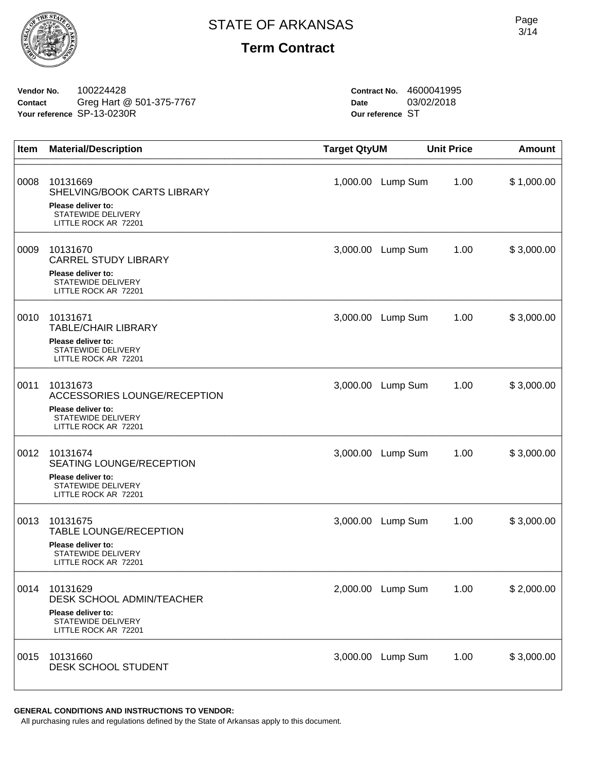# STATE OF ARKANSAS

## Term Contract

**Vendor No.** 100224428
**Contact** Greg Hart @ 501-375-7767
**Your reference** SP-13-0230R

**Contract No.** 4600041995
**Date** 03/02/2018
**Our reference** ST

| Item | Material/Description | Target Qty | UM | Unit Price | Amount |
|---|---|---|---|---|---|
| 0008 | 10131669<br>SHELVING/BOOK CARTS LIBRARY<br>**Please deliver to:**<br>STATEWIDE DELIVERY<br>LITTLE ROCK AR 72201 | 1,000.00 | Lump Sum | 1.00 | $ 1,000.00 |
| 0009 | 10131670<br>CARREL STUDY LIBRARY<br>**Please deliver to:**<br>STATEWIDE DELIVERY<br>LITTLE ROCK AR 72201 | 3,000.00 | Lump Sum | 1.00 | $ 3,000.00 |
| 0010 | 10131671<br>TABLE/CHAIR LIBRARY<br>**Please deliver to:**<br>STATEWIDE DELIVERY<br>LITTLE ROCK AR 72201 | 3,000.00 | Lump Sum | 1.00 | $ 3,000.00 |
| 0011 | 10131673<br>ACCESSORIES LOUNGE/RECEPTION<br>**Please deliver to:**<br>STATEWIDE DELIVERY<br>LITTLE ROCK AR 72201 | 3,000.00 | Lump Sum | 1.00 | $ 3,000.00 |
| 0012 | 10131674<br>SEATING LOUNGE/RECEPTION<br>**Please deliver to:**<br>STATEWIDE DELIVERY<br>LITTLE ROCK AR 72201 | 3,000.00 | Lump Sum | 1.00 | $ 3,000.00 |
| 0013 | 10131675<br>TABLE LOUNGE/RECEPTION<br>**Please deliver to:**<br>STATEWIDE DELIVERY<br>LITTLE ROCK AR 72201 | 3,000.00 | Lump Sum | 1.00 | $ 3,000.00 |
| 0014 | 10131629<br>DESK SCHOOL ADMIN/TEACHER<br>**Please deliver to:**<br>STATEWIDE DELIVERY<br>LITTLE ROCK AR 72201 | 2,000.00 | Lump Sum | 1.00 | $ 2,000.00 |
| 0015 | 10131660<br>DESK SCHOOL STUDENT | 3,000.00 | Lump Sum | 1.00 | $ 3,000.00 |

**GENERAL CONDITIONS AND INSTRUCTIONS TO VENDOR:**
All purchasing rules and regulations defined by the State of Arkansas apply to this document.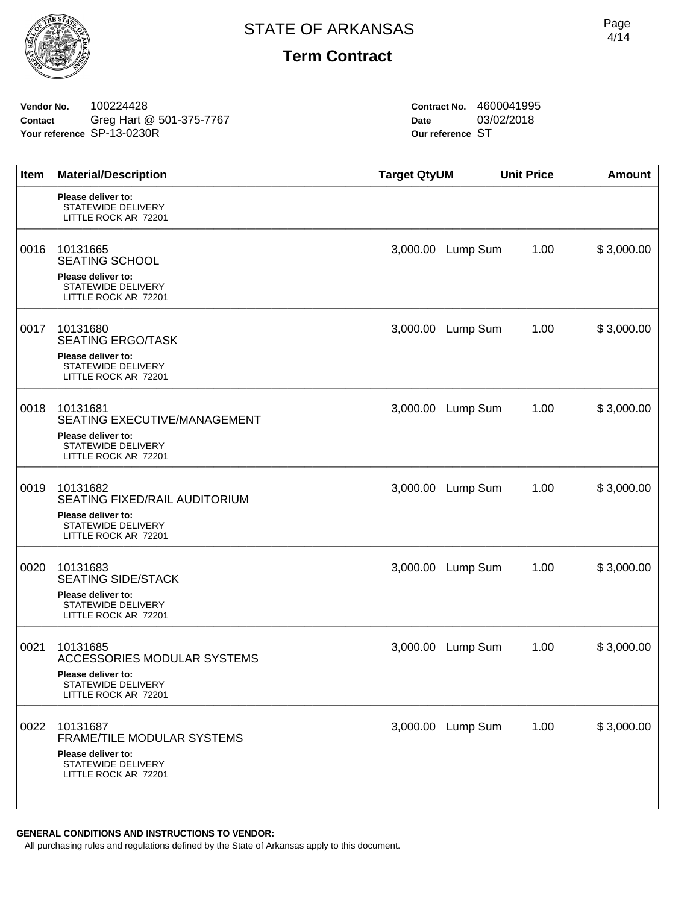# STATE OF ARKANSAS

## Term Contract

**Vendor No.** 100224428
**Contact** Greg Hart @ 501-375-7767
**Your reference** SP-13-0230R

**Contract No.** 4600041995
**Date** 03/02/2018
**Our reference** ST

| Item | Material/Description | Target Qty | UM | Unit Price | Amount |
|---|---|---|---|---|---|
| | **Please deliver to:** STATEWIDE DELIVERY LITTLE ROCK AR 72201 | | | | |
| 0016 | 10131665 SEATING SCHOOL **Please deliver to:** STATEWIDE DELIVERY LITTLE ROCK AR 72201 | 3,000.00 | Lump Sum | 1.00 | $ 3,000.00 |
| 0017 | 10131680 SEATING ERGO/TASK **Please deliver to:** STATEWIDE DELIVERY LITTLE ROCK AR 72201 | 3,000.00 | Lump Sum | 1.00 | $ 3,000.00 |
| 0018 | 10131681 SEATING EXECUTIVE/MANAGEMENT **Please deliver to:** STATEWIDE DELIVERY LITTLE ROCK AR 72201 | 3,000.00 | Lump Sum | 1.00 | $ 3,000.00 |
| 0019 | 10131682 SEATING FIXED/RAIL AUDITORIUM **Please deliver to:** STATEWIDE DELIVERY LITTLE ROCK AR 72201 | 3,000.00 | Lump Sum | 1.00 | $ 3,000.00 |
| 0020 | 10131683 SEATING SIDE/STACK **Please deliver to:** STATEWIDE DELIVERY LITTLE ROCK AR 72201 | 3,000.00 | Lump Sum | 1.00 | $ 3,000.00 |
| 0021 | 10131685 ACCESSORIES MODULAR SYSTEMS **Please deliver to:** STATEWIDE DELIVERY LITTLE ROCK AR 72201 | 3,000.00 | Lump Sum | 1.00 | $ 3,000.00 |
| 0022 | 10131687 FRAME/TILE MODULAR SYSTEMS **Please deliver to:** STATEWIDE DELIVERY LITTLE ROCK AR 72201 | 3,000.00 | Lump Sum | 1.00 | $ 3,000.00 |

**GENERAL CONDITIONS AND INSTRUCTIONS TO VENDOR:**
All purchasing rules and regulations defined by the State of Arkansas apply to this document.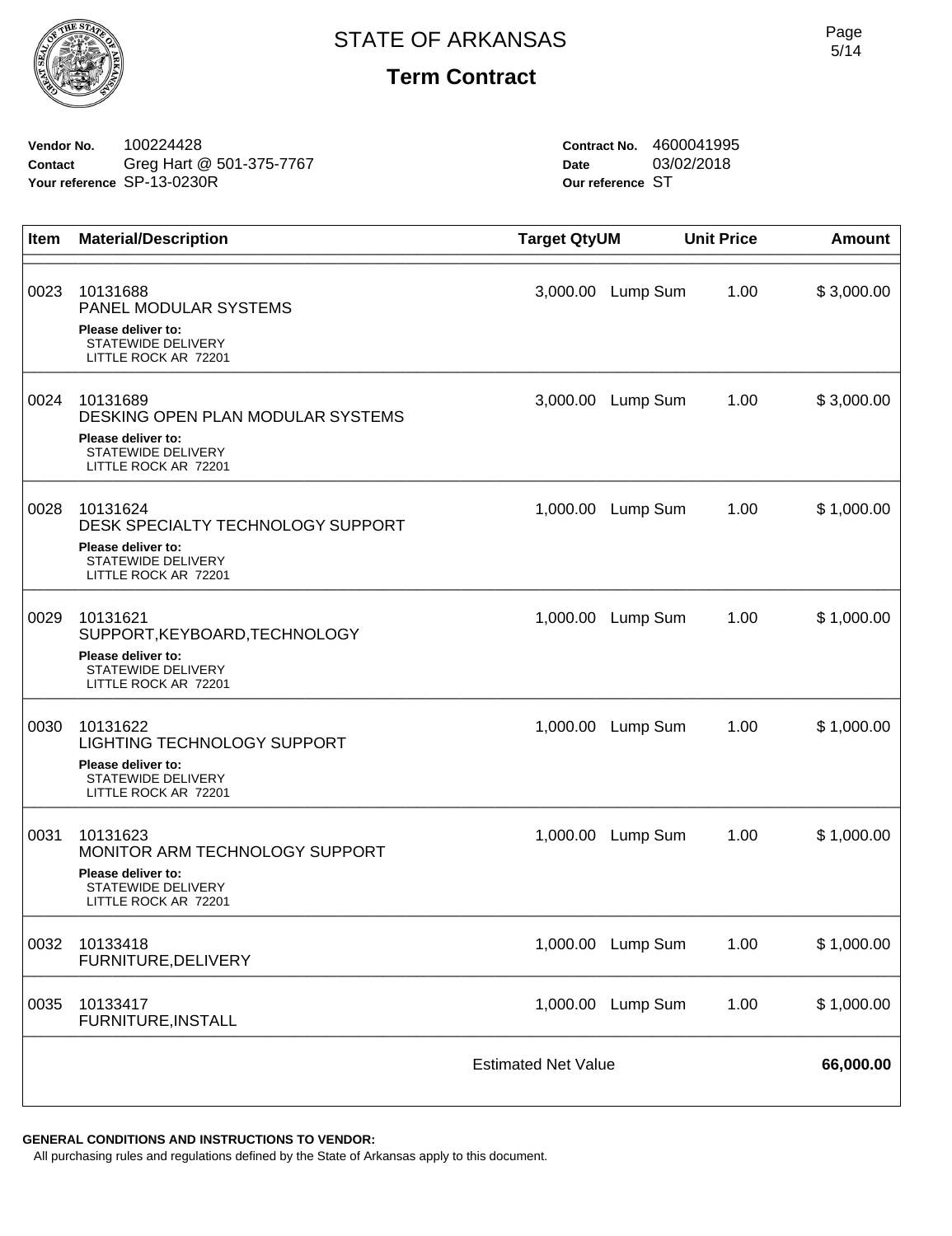# STATE OF ARKANSAS

## Term Contract

**Vendor No.** 100224428
**Contact** Greg Hart @ 501-375-7767
**Your reference** SP-13-0230R

**Contract No.** 4600041995
**Date** 03/02/2018
**Our reference** ST

| Item | Material/Description | Target Qty | UM | Unit Price | Amount |
|---|---|---|---|---|---|
| 0023 | 10131688<br>PANEL MODULAR SYSTEMS<br>**Please deliver to:**<br>STATEWIDE DELIVERY<br>LITTLE ROCK AR 72201 | 3,000.00 | Lump Sum | 1.00 | $ 3,000.00 |
| 0024 | 10131689<br>DESKING OPEN PLAN MODULAR SYSTEMS<br>**Please deliver to:**<br>STATEWIDE DELIVERY<br>LITTLE ROCK AR 72201 | 3,000.00 | Lump Sum | 1.00 | $ 3,000.00 |
| 0028 | 10131624<br>DESK SPECIALTY TECHNOLOGY SUPPORT<br>**Please deliver to:**<br>STATEWIDE DELIVERY<br>LITTLE ROCK AR 72201 | 1,000.00 | Lump Sum | 1.00 | $ 1,000.00 |
| 0029 | 10131621<br>SUPPORT,KEYBOARD,TECHNOLOGY<br>**Please deliver to:**<br>STATEWIDE DELIVERY<br>LITTLE ROCK AR 72201 | 1,000.00 | Lump Sum | 1.00 | $ 1,000.00 |
| 0030 | 10131622<br>LIGHTING TECHNOLOGY SUPPORT<br>**Please deliver to:**<br>STATEWIDE DELIVERY<br>LITTLE ROCK AR 72201 | 1,000.00 | Lump Sum | 1.00 | $ 1,000.00 |
| 0031 | 10131623<br>MONITOR ARM TECHNOLOGY SUPPORT<br>**Please deliver to:**<br>STATEWIDE DELIVERY<br>LITTLE ROCK AR 72201 | 1,000.00 | Lump Sum | 1.00 | $ 1,000.00 |
| 0032 | 10133418<br>FURNITURE,DELIVERY | 1,000.00 | Lump Sum | 1.00 | $ 1,000.00 |
| 0035 | 10133417<br>FURNITURE,INSTALL | 1,000.00 | Lump Sum | 1.00 | $ 1,000.00 |
| | | Estimated Net Value | | | **66,000.00** |

**GENERAL CONDITIONS AND INSTRUCTIONS TO VENDOR:**

All purchasing rules and regulations defined by the State of Arkansas apply to this document.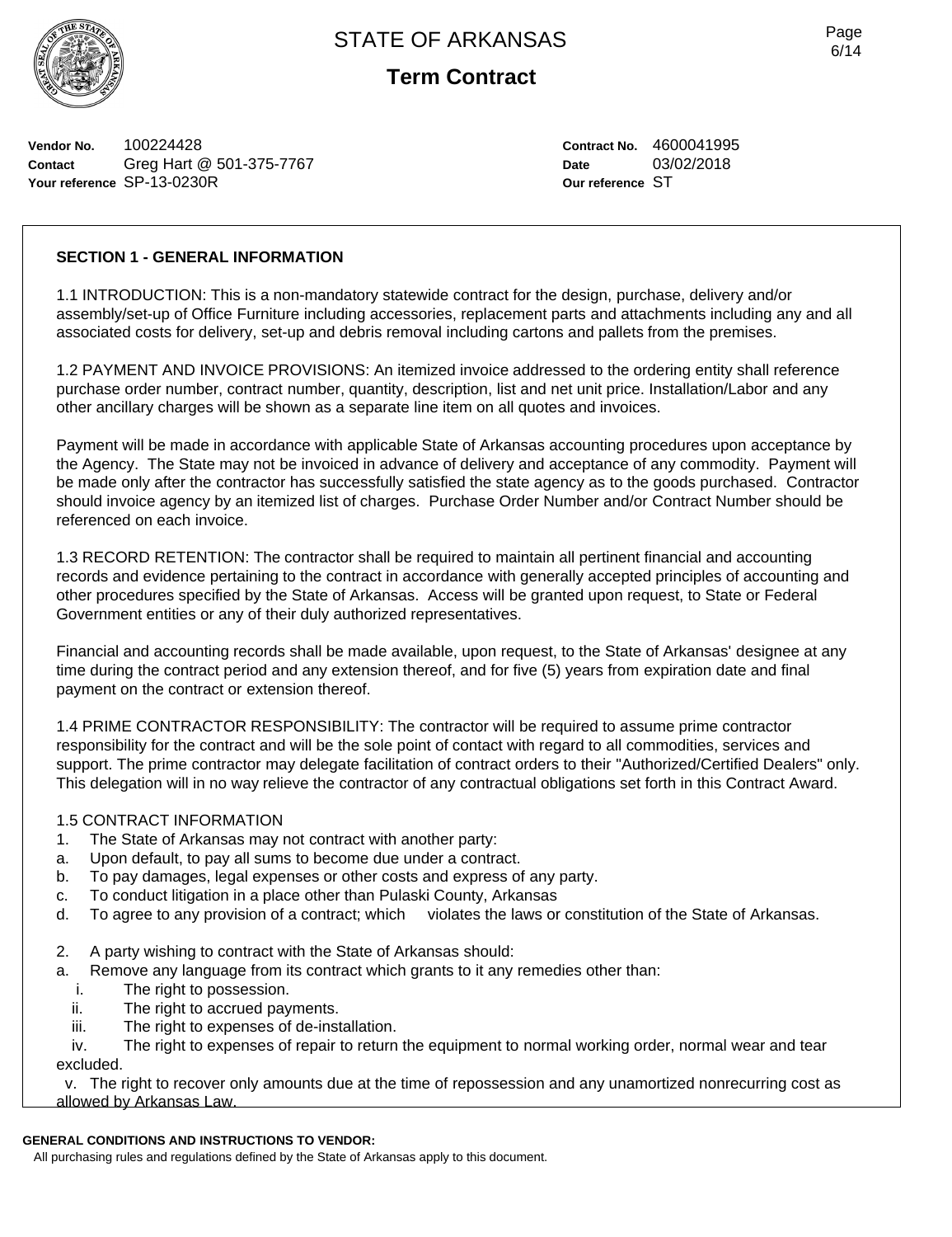Vendor No. 100224428
Contact Greg Hart @ 501-375-7767
Your reference SP-13-0230R

Contract No. 4600041995
Date 03/02/2018
Our reference ST

**SECTION 1 - GENERAL INFORMATION**

1.1 INTRODUCTION: This is a non-mandatory statewide contract for the design, purchase, delivery and/or assembly/set-up of Office Furniture including accessories, replacement parts and attachments including any and all associated costs for delivery, set-up and debris removal including cartons and pallets from the premises.

1.2 PAYMENT AND INVOICE PROVISIONS: An itemized invoice addressed to the ordering entity shall reference purchase order number, contract number, quantity, description, list and net unit price. Installation/Labor and any other ancillary charges will be shown as a separate line item on all quotes and invoices.

Payment will be made in accordance with applicable State of Arkansas accounting procedures upon acceptance by the Agency. The State may not be invoiced in advance of delivery and acceptance of any commodity. Payment will be made only after the contractor has successfully satisfied the state agency as to the goods purchased. Contractor should invoice agency by an itemized list of charges. Purchase Order Number and/or Contract Number should be referenced on each invoice.

1.3 RECORD RETENTION: The contractor shall be required to maintain all pertinent financial and accounting records and evidence pertaining to the contract in accordance with generally accepted principles of accounting and other procedures specified by the State of Arkansas. Access will be granted upon request, to State or Federal Government entities or any of their duly authorized representatives.

Financial and accounting records shall be made available, upon request, to the State of Arkansas' designee at any time during the contract period and any extension thereof, and for five (5) years from expiration date and final payment on the contract or extension thereof.

1.4 PRIME CONTRACTOR RESPONSIBILITY: The contractor will be required to assume prime contractor responsibility for the contract and will be the sole point of contact with regard to all commodities, services and support. The prime contractor may delegate facilitation of contract orders to their "Authorized/Certified Dealers" only. This delegation will in no way relieve the contractor of any contractual obligations set forth in this Contract Award.

1.5 CONTRACT INFORMATION

1. The State of Arkansas may not contract with another party:
   a. Upon default, to pay all sums to become due under a contract.
   b. To pay damages, legal expenses or other costs and express of any party.
   c. To conduct litigation in a place other than Pulaski County, Arkansas
   d. To agree to any provision of a contract; which violates the laws or constitution of the State of Arkansas.

2. A party wishing to contract with the State of Arkansas should:
   a. Remove any language from its contract which grants to it any remedies other than:
      i. The right to possession.
      ii. The right to accrued payments.
      iii. The right to expenses of de-installation.
      iv. The right to expenses of repair to return the equipment to normal working order, normal wear and tear excluded.
      v. The right to recover only amounts due at the time of repossession and any unamortized nonrecurring cost as allowed by Arkansas Law.

**GENERAL CONDITIONS AND INSTRUCTIONS TO VENDOR:**
All purchasing rules and regulations defined by the State of Arkansas apply to this document.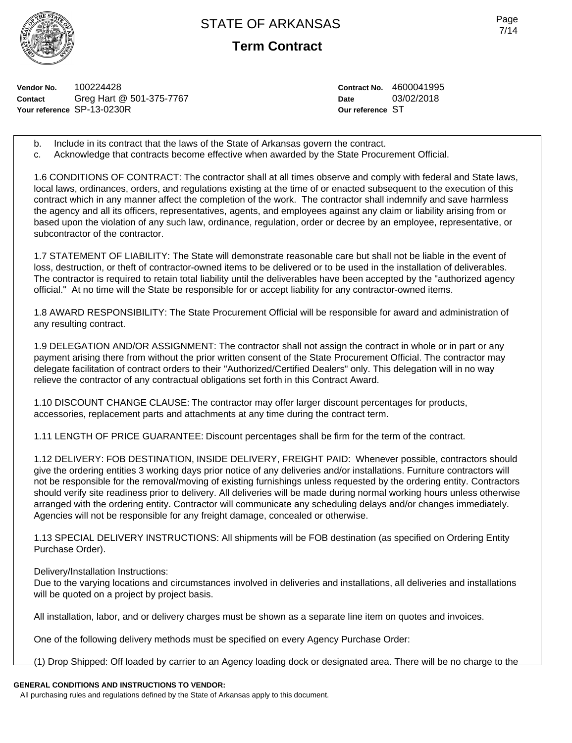**Vendor No.** 100224428
**Contact** Greg Hart @ 501-375-7767
**Your reference** SP-13-0230R

**Contract No.** 4600041995
**Date** 03/02/2018
**Our reference** ST

b. Include in its contract that the laws of the State of Arkansas govern the contract.
c. Acknowledge that contracts become effective when awarded by the State Procurement Official.

1.6 CONDITIONS OF CONTRACT: The contractor shall at all times observe and comply with federal and State laws, local laws, ordinances, orders, and regulations existing at the time of or enacted subsequent to the execution of this contract which in any manner affect the completion of the work. The contractor shall indemnify and save harmless the agency and all its officers, representatives, agents, and employees against any claim or liability arising from or based upon the violation of any such law, ordinance, regulation, order or decree by an employee, representative, or subcontractor of the contractor.

1.7 STATEMENT OF LIABILITY: The State will demonstrate reasonable care but shall not be liable in the event of loss, destruction, or theft of contractor-owned items to be delivered or to be used in the installation of deliverables. The contractor is required to retain total liability until the deliverables have been accepted by the "authorized agency official." At no time will the State be responsible for or accept liability for any contractor-owned items.

1.8 AWARD RESPONSIBILITY: The State Procurement Official will be responsible for award and administration of any resulting contract.

1.9 DELEGATION AND/OR ASSIGNMENT: The contractor shall not assign the contract in whole or in part or any payment arising there from without the prior written consent of the State Procurement Official. The contractor may delegate facilitation of contract orders to their "Authorized/Certified Dealers" only. This delegation will in no way relieve the contractor of any contractual obligations set forth in this Contract Award.

1.10 DISCOUNT CHANGE CLAUSE: The contractor may offer larger discount percentages for products, accessories, replacement parts and attachments at any time during the contract term.

1.11 LENGTH OF PRICE GUARANTEE: Discount percentages shall be firm for the term of the contract.

1.12 DELIVERY: FOB DESTINATION, INSIDE DELIVERY, FREIGHT PAID: Whenever possible, contractors should give the ordering entities 3 working days prior notice of any deliveries and/or installations. Furniture contractors will not be responsible for the removal/moving of existing furnishings unless requested by the ordering entity. Contractors should verify site readiness prior to delivery. All deliveries will be made during normal working hours unless otherwise arranged with the ordering entity. Contractor will communicate any scheduling delays and/or changes immediately. Agencies will not be responsible for any freight damage, concealed or otherwise.

1.13 SPECIAL DELIVERY INSTRUCTIONS: All shipments will be FOB destination (as specified on Ordering Entity Purchase Order).

Delivery/Installation Instructions:
Due to the varying locations and circumstances involved in deliveries and installations, all deliveries and installations will be quoted on a project by project basis.

All installation, labor, and or delivery charges must be shown as a separate line item on quotes and invoices.

One of the following delivery methods must be specified on every Agency Purchase Order:

(1) Drop Shipped: Off loaded by carrier to an Agency loading dock or designated area. There will be no charge to the

**GENERAL CONDITIONS AND INSTRUCTIONS TO VENDOR:**
All purchasing rules and regulations defined by the State of Arkansas apply to this document.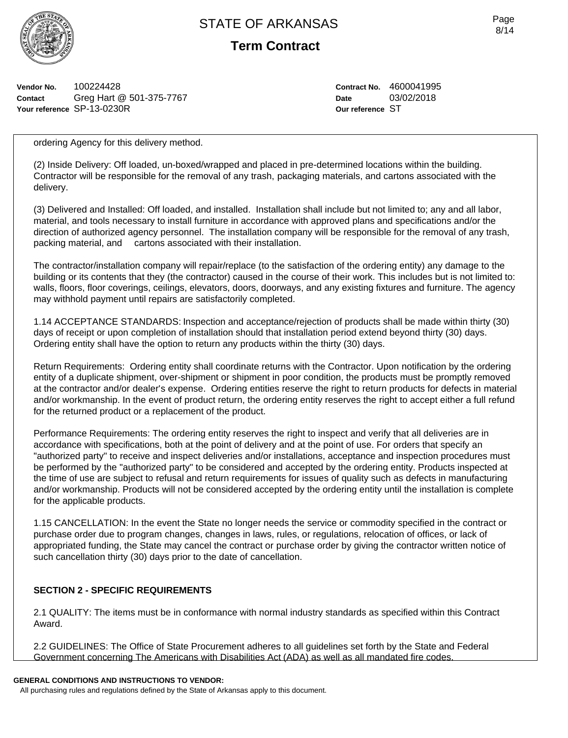ordering Agency for this delivery method.

(2) Inside Delivery: Off loaded, un-boxed/wrapped and placed in pre-determined locations within the building. Contractor will be responsible for the removal of any trash, packaging materials, and cartons associated with the delivery.

(3) Delivered and Installed: Off loaded, and installed. Installation shall include but not limited to; any and all labor, material, and tools necessary to install furniture in accordance with approved plans and specifications and/or the direction of authorized agency personnel. The installation company will be responsible for the removal of any trash, packing material, and cartons associated with their installation.

The contractor/installation company will repair/replace (to the satisfaction of the ordering entity) any damage to the building or its contents that they (the contractor) caused in the course of their work. This includes but is not limited to: walls, floors, floor coverings, ceilings, elevators, doors, doorways, and any existing fixtures and furniture. The agency may withhold payment until repairs are satisfactorily completed.

1.14 ACCEPTANCE STANDARDS: Inspection and acceptance/rejection of products shall be made within thirty (30) days of receipt or upon completion of installation should that installation period extend beyond thirty (30) days. Ordering entity shall have the option to return any products within the thirty (30) days.

Return Requirements: Ordering entity shall coordinate returns with the Contractor. Upon notification by the ordering entity of a duplicate shipment, over-shipment or shipment in poor condition, the products must be promptly removed at the contractor and/or dealer's expense. Ordering entities reserve the right to return products for defects in material and/or workmanship. In the event of product return, the ordering entity reserves the right to accept either a full refund for the returned product or a replacement of the product.

Performance Requirements: The ordering entity reserves the right to inspect and verify that all deliveries are in accordance with specifications, both at the point of delivery and at the point of use. For orders that specify an "authorized party" to receive and inspect deliveries and/or installations, acceptance and inspection procedures must be performed by the "authorized party" to be considered and accepted by the ordering entity. Products inspected at the time of use are subject to refusal and return requirements for issues of quality such as defects in manufacturing and/or workmanship. Products will not be considered accepted by the ordering entity until the installation is complete for the applicable products.

1.15 CANCELLATION: In the event the State no longer needs the service or commodity specified in the contract or purchase order due to program changes, changes in laws, rules, or regulations, relocation of offices, or lack of appropriated funding, the State may cancel the contract or purchase order by giving the contractor written notice of such cancellation thirty (30) days prior to the date of cancellation.

**SECTION 2 - SPECIFIC REQUIREMENTS**

2.1 QUALITY: The items must be in conformance with normal industry standards as specified within this Contract Award.

2.2 GUIDELINES: The Office of State Procurement adheres to all guidelines set forth by the State and Federal Government concerning The Americans with Disabilities Act (ADA) as well as all mandated fire codes.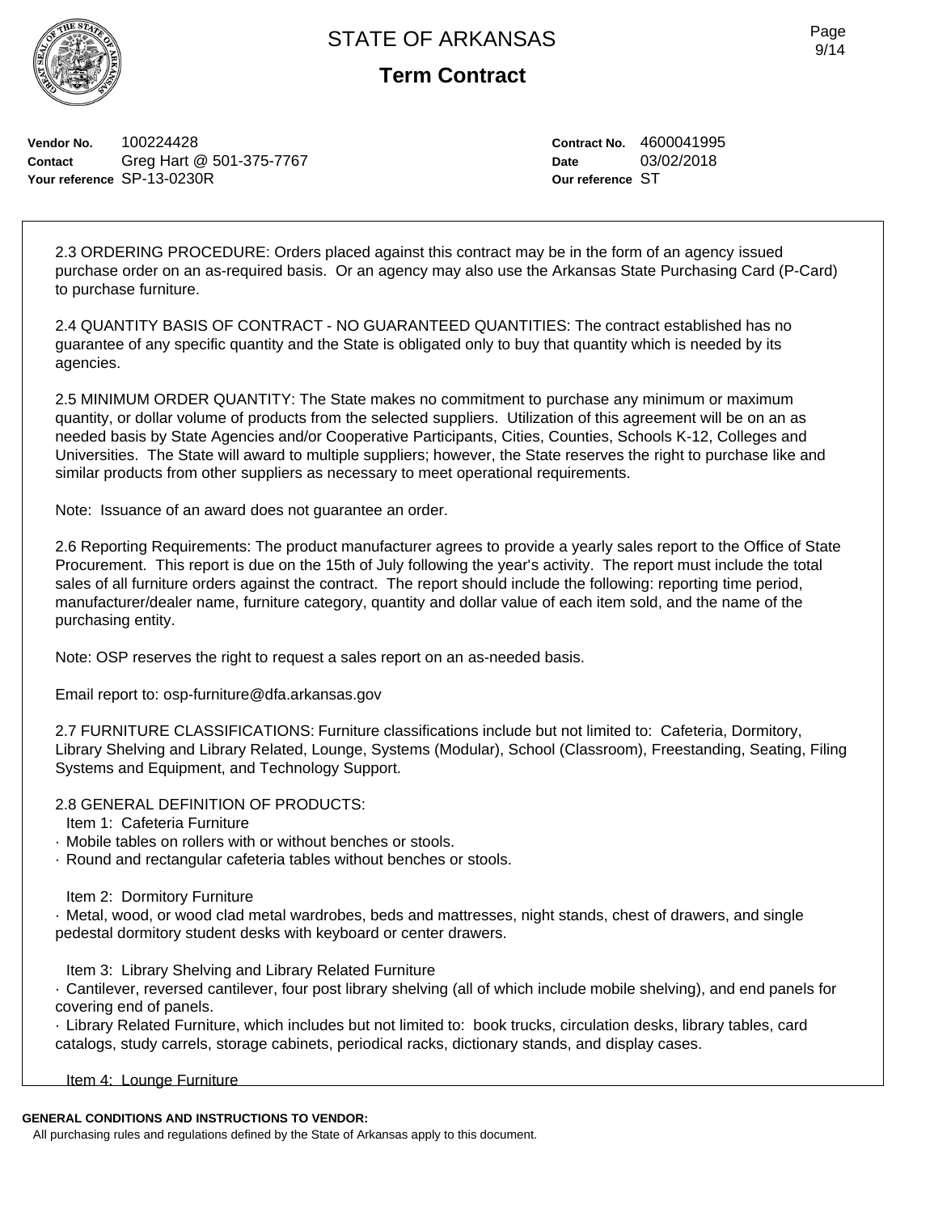# STATE OF ARKANSAS

## Term Contract

**Vendor No.** 100224428
**Contact** Greg Hart @ 501-375-7767
**Your reference** SP-13-0230R

**Contract No.** 4600041995
**Date** 03/02/2018
**Our reference** ST

2.3 ORDERING PROCEDURE: Orders placed against this contract may be in the form of an agency issued purchase order on an as-required basis. Or an agency may also use the Arkansas State Purchasing Card (P-Card) to purchase furniture.

2.4 QUANTITY BASIS OF CONTRACT - NO GUARANTEED QUANTITIES: The contract established has no guarantee of any specific quantity and the State is obligated only to buy that quantity which is needed by its agencies.

2.5 MINIMUM ORDER QUANTITY: The State makes no commitment to purchase any minimum or maximum quantity, or dollar volume of products from the selected suppliers. Utilization of this agreement will be on an as needed basis by State Agencies and/or Cooperative Participants, Cities, Counties, Schools K-12, Colleges and Universities. The State will award to multiple suppliers; however, the State reserves the right to purchase like and similar products from other suppliers as necessary to meet operational requirements.

Note: Issuance of an award does not guarantee an order.

2.6 Reporting Requirements: The product manufacturer agrees to provide a yearly sales report to the Office of State Procurement. This report is due on the 15th of July following the year's activity. The report must include the total sales of all furniture orders against the contract. The report should include the following: reporting time period, manufacturer/dealer name, furniture category, quantity and dollar value of each item sold, and the name of the purchasing entity.

Note: OSP reserves the right to request a sales report on an as-needed basis.

Email report to: osp-furniture@dfa.arkansas.gov

2.7 FURNITURE CLASSIFICATIONS: Furniture classifications include but not limited to: Cafeteria, Dormitory, Library Shelving and Library Related, Lounge, Systems (Modular), School (Classroom), Freestanding, Seating, Filing Systems and Equipment, and Technology Support.

2.8 GENERAL DEFINITION OF PRODUCTS:

Item 1: Cafeteria Furniture

- Mobile tables on rollers with or without benches or stools.
- Round and rectangular cafeteria tables without benches or stools.

Item 2: Dormitory Furniture

- Metal, wood, or wood clad metal wardrobes, beds and mattresses, night stands, chest of drawers, and single pedestal dormitory student desks with keyboard or center drawers.

Item 3: Library Shelving and Library Related Furniture

- Cantilever, reversed cantilever, four post library shelving (all of which include mobile shelving), and end panels for covering end of panels.
- Library Related Furniture, which includes but not limited to: book trucks, circulation desks, library tables, card catalogs, study carrels, storage cabinets, periodical racks, dictionary stands, and display cases.

Item 4: Lounge Furniture

**GENERAL CONDITIONS AND INSTRUCTIONS TO VENDOR:**
All purchasing rules and regulations defined by the State of Arkansas apply to this document.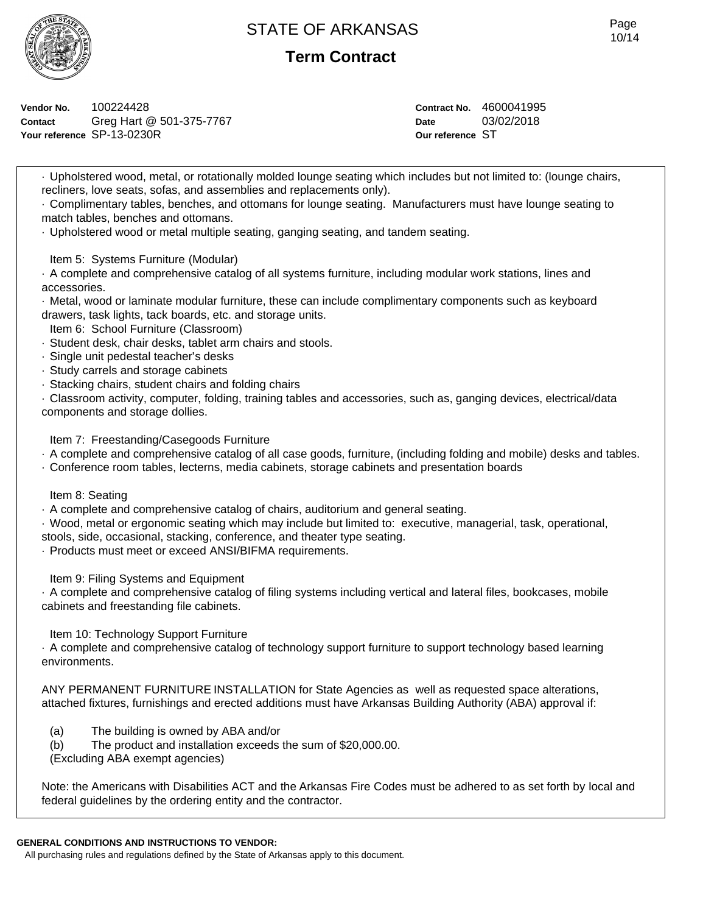# STATE OF ARKANSAS

## Term Contract

**Vendor No.** 100224428
**Contact** Greg Hart @ 501-375-7767
**Your reference** SP-13-0230R

**Contract No.** 4600041995
**Date** 03/02/2018
**Our reference** ST

· Upholstered wood, metal, or rotationally molded lounge seating which includes but not limited to: (lounge chairs, recliners, love seats, sofas, and assemblies and replacements only).
· Complimentary tables, benches, and ottomans for lounge seating. Manufacturers must have lounge seating to match tables, benches and ottomans.
· Upholstered wood or metal multiple seating, ganging seating, and tandem seating.

Item 5: Systems Furniture (Modular)
· A complete and comprehensive catalog of all systems furniture, including modular work stations, lines and accessories.
· Metal, wood or laminate modular furniture, these can include complimentary components such as keyboard drawers, task lights, tack boards, etc. and storage units.
Item 6: School Furniture (Classroom)
· Student desk, chair desks, tablet arm chairs and stools.
· Single unit pedestal teacher's desks
· Study carrels and storage cabinets
· Stacking chairs, student chairs and folding chairs
· Classroom activity, computer, folding, training tables and accessories, such as, ganging devices, electrical/data components and storage dollies.

Item 7: Freestanding/Casegoods Furniture
· A complete and comprehensive catalog of all case goods, furniture, (including folding and mobile) desks and tables.
· Conference room tables, lecterns, media cabinets, storage cabinets and presentation boards

Item 8: Seating
· A complete and comprehensive catalog of chairs, auditorium and general seating.
· Wood, metal or ergonomic seating which may include but limited to: executive, managerial, task, operational, stools, side, occasional, stacking, conference, and theater type seating.
· Products must meet or exceed ANSI/BIFMA requirements.

Item 9: Filing Systems and Equipment
· A complete and comprehensive catalog of filing systems including vertical and lateral files, bookcases, mobile cabinets and freestanding file cabinets.

Item 10: Technology Support Furniture
· A complete and comprehensive catalog of technology support furniture to support technology based learning environments.

ANY PERMANENT FURNITURE INSTALLATION for State Agencies as well as requested space alterations, attached fixtures, furnishings and erected additions must have Arkansas Building Authority (ABA) approval if:

(a) The building is owned by ABA and/or
(b) The product and installation exceeds the sum of $20,000.00.
(Excluding ABA exempt agencies)

Note: the Americans with Disabilities ACT and the Arkansas Fire Codes must be adhered to as set forth by local and federal guidelines by the ordering entity and the contractor.

**GENERAL CONDITIONS AND INSTRUCTIONS TO VENDOR:**
All purchasing rules and regulations defined by the State of Arkansas apply to this document.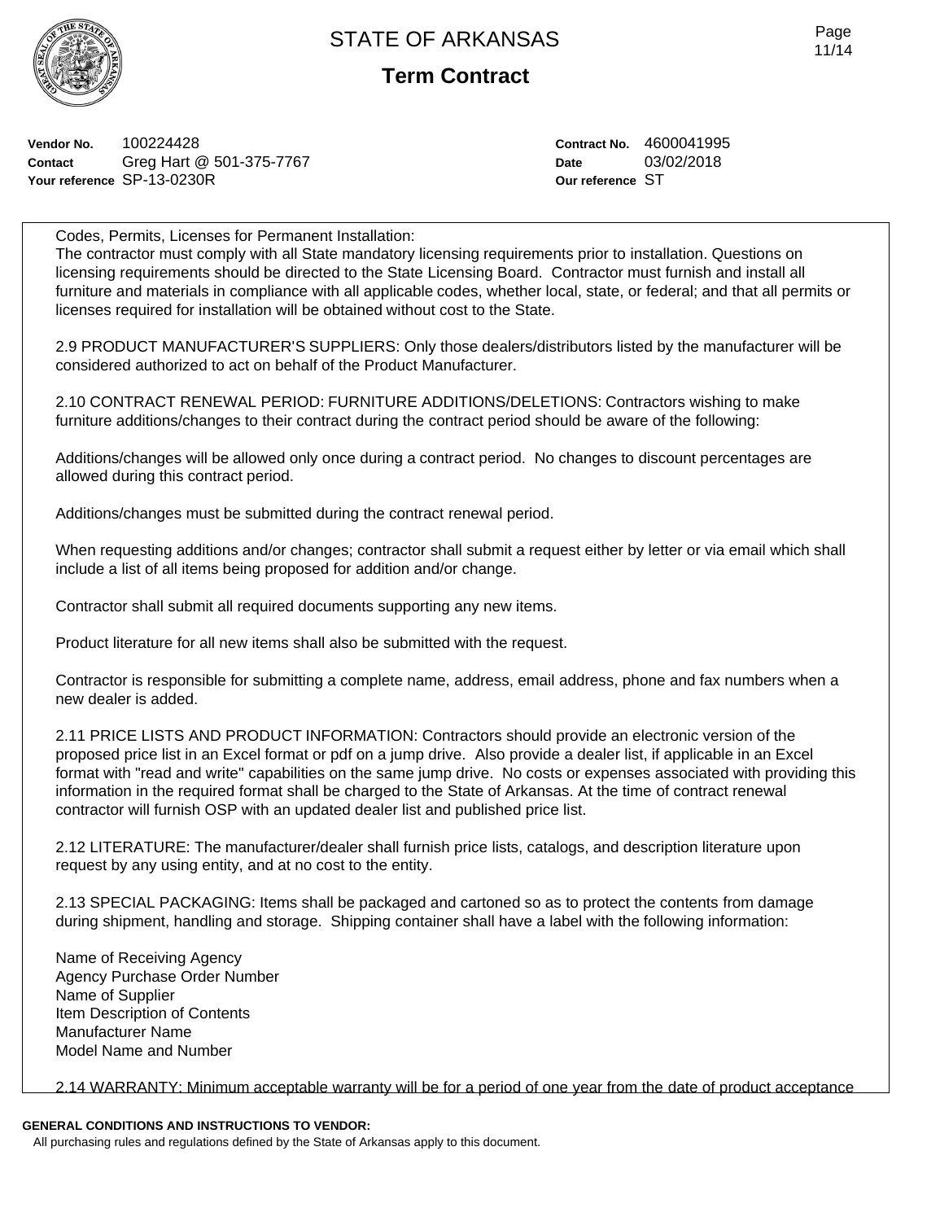**Vendor No.** 100224428
**Contact** Greg Hart @ 501-375-7767
**Your reference** SP-13-0230R

**Contract No.** 4600041995
**Date** 03/02/2018
**Our reference** ST

Codes, Permits, Licenses for Permanent Installation:
The contractor must comply with all State mandatory licensing requirements prior to installation. Questions on licensing requirements should be directed to the State Licensing Board. Contractor must furnish and install all furniture and materials in compliance with all applicable codes, whether local, state, or federal; and that all permits or licenses required for installation will be obtained without cost to the State.

2.9 PRODUCT MANUFACTURER'S SUPPLIERS: Only those dealers/distributors listed by the manufacturer will be considered authorized to act on behalf of the Product Manufacturer.

2.10 CONTRACT RENEWAL PERIOD: FURNITURE ADDITIONS/DELETIONS: Contractors wishing to make furniture additions/changes to their contract during the contract period should be aware of the following:

Additions/changes will be allowed only once during a contract period. No changes to discount percentages are allowed during this contract period.

Additions/changes must be submitted during the contract renewal period.

When requesting additions and/or changes; contractor shall submit a request either by letter or via email which shall include a list of all items being proposed for addition and/or change.

Contractor shall submit all required documents supporting any new items.

Product literature for all new items shall also be submitted with the request.

Contractor is responsible for submitting a complete name, address, email address, phone and fax numbers when a new dealer is added.

2.11 PRICE LISTS AND PRODUCT INFORMATION: Contractors should provide an electronic version of the proposed price list in an Excel format or pdf on a jump drive. Also provide a dealer list, if applicable in an Excel format with "read and write" capabilities on the same jump drive. No costs or expenses associated with providing this information in the required format shall be charged to the State of Arkansas. At the time of contract renewal contractor will furnish OSP with an updated dealer list and published price list.

2.12 LITERATURE: The manufacturer/dealer shall furnish price lists, catalogs, and description literature upon request by any using entity, and at no cost to the entity.

2.13 SPECIAL PACKAGING: Items shall be packaged and cartoned so as to protect the contents from damage during shipment, handling and storage. Shipping container shall have a label with the following information:

Name of Receiving Agency
Agency Purchase Order Number
Name of Supplier
Item Description of Contents
Manufacturer Name
Model Name and Number

2.14 WARRANTY: Minimum acceptable warranty will be for a period of one year from the date of product acceptance

**GENERAL CONDITIONS AND INSTRUCTIONS TO VENDOR:**
All purchasing rules and regulations defined by the State of Arkansas apply to this document.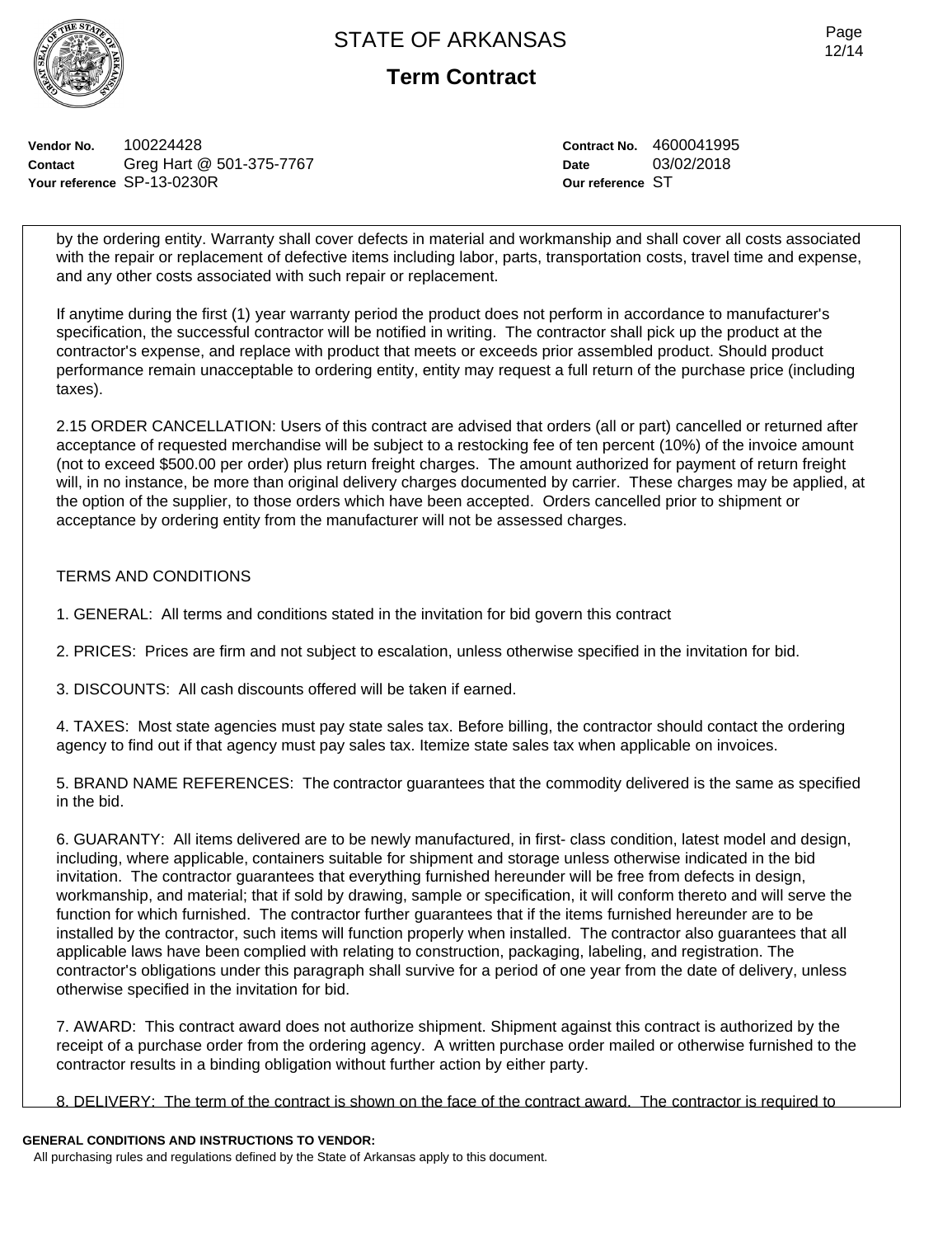**Vendor No.** 100224428
**Contact** Greg Hart @ 501-375-7767
**Your reference** SP-13-0230R

**Contract No.** 4600041995
**Date** 03/02/2018
**Our reference** ST

by the ordering entity. Warranty shall cover defects in material and workmanship and shall cover all costs associated with the repair or replacement of defective items including labor, parts, transportation costs, travel time and expense, and any other costs associated with such repair or replacement.

If anytime during the first (1) year warranty period the product does not perform in accordance to manufacturer's specification, the successful contractor will be notified in writing. The contractor shall pick up the product at the contractor's expense, and replace with product that meets or exceeds prior assembled product. Should product performance remain unacceptable to ordering entity, entity may request a full return of the purchase price (including taxes).

2.15 ORDER CANCELLATION: Users of this contract are advised that orders (all or part) cancelled or returned after acceptance of requested merchandise will be subject to a restocking fee of ten percent (10%) of the invoice amount (not to exceed $500.00 per order) plus return freight charges. The amount authorized for payment of return freight will, in no instance, be more than original delivery charges documented by carrier. These charges may be applied, at the option of the supplier, to those orders which have been accepted. Orders cancelled prior to shipment or acceptance by ordering entity from the manufacturer will not be assessed charges.

TERMS AND CONDITIONS

1. GENERAL: All terms and conditions stated in the invitation for bid govern this contract

2. PRICES: Prices are firm and not subject to escalation, unless otherwise specified in the invitation for bid.

3. DISCOUNTS: All cash discounts offered will be taken if earned.

4. TAXES: Most state agencies must pay state sales tax. Before billing, the contractor should contact the ordering agency to find out if that agency must pay sales tax. Itemize state sales tax when applicable on invoices.

5. BRAND NAME REFERENCES: The contractor guarantees that the commodity delivered is the same as specified in the bid.

6. GUARANTY: All items delivered are to be newly manufactured, in first- class condition, latest model and design, including, where applicable, containers suitable for shipment and storage unless otherwise indicated in the bid invitation. The contractor guarantees that everything furnished hereunder will be free from defects in design, workmanship, and material; that if sold by drawing, sample or specification, it will conform thereto and will serve the function for which furnished. The contractor further guarantees that if the items furnished hereunder are to be installed by the contractor, such items will function properly when installed. The contractor also guarantees that all applicable laws have been complied with relating to construction, packaging, labeling, and registration. The contractor's obligations under this paragraph shall survive for a period of one year from the date of delivery, unless otherwise specified in the invitation for bid.

7. AWARD: This contract award does not authorize shipment. Shipment against this contract is authorized by the receipt of a purchase order from the ordering agency. A written purchase order mailed or otherwise furnished to the contractor results in a binding obligation without further action by either party.

8. DELIVERY: The term of the contract is shown on the face of the contract award. The contractor is required to

**GENERAL CONDITIONS AND INSTRUCTIONS TO VENDOR:**
All purchasing rules and regulations defined by the State of Arkansas apply to this document.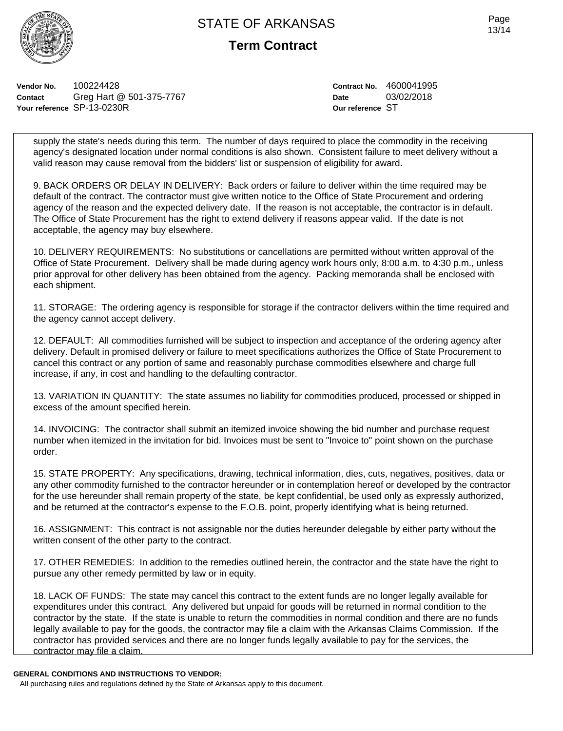# STATE OF ARKANSAS

## Term Contract

| | | | |
|---|---|---|---|
| **Vendor No.** | 100224428 | **Contract No.** | 4600041995 |
| **Contact** | Greg Hart @ 501-375-7767 | **Date** | 03/02/2018 |
| **Your reference** | SP-13-0230R | **Our reference** | ST |

supply the state's needs during this term. The number of days required to place the commodity in the receiving agency's designated location under normal conditions is also shown. Consistent failure to meet delivery without a valid reason may cause removal from the bidders' list or suspension of eligibility for award.

9. BACK ORDERS OR DELAY IN DELIVERY: Back orders or failure to deliver within the time required may be default of the contract. The contractor must give written notice to the Office of State Procurement and ordering agency of the reason and the expected delivery date. If the reason is not acceptable, the contractor is in default. The Office of State Procurement has the right to extend delivery if reasons appear valid. If the date is not acceptable, the agency may buy elsewhere.

10. DELIVERY REQUIREMENTS: No substitutions or cancellations are permitted without written approval of the Office of State Procurement. Delivery shall be made during agency work hours only, 8:00 a.m. to 4:30 p.m., unless prior approval for other delivery has been obtained from the agency. Packing memoranda shall be enclosed with each shipment.

11. STORAGE: The ordering agency is responsible for storage if the contractor delivers within the time required and the agency cannot accept delivery.

12. DEFAULT: All commodities furnished will be subject to inspection and acceptance of the ordering agency after delivery. Default in promised delivery or failure to meet specifications authorizes the Office of State Procurement to cancel this contract or any portion of same and reasonably purchase commodities elsewhere and charge full increase, if any, in cost and handling to the defaulting contractor.

13. VARIATION IN QUANTITY: The state assumes no liability for commodities produced, processed or shipped in excess of the amount specified herein.

14. INVOICING: The contractor shall submit an itemized invoice showing the bid number and purchase request number when itemized in the invitation for bid. Invoices must be sent to "Invoice to" point shown on the purchase order.

15. STATE PROPERTY: Any specifications, drawing, technical information, dies, cuts, negatives, positives, data or any other commodity furnished to the contractor hereunder or in contemplation hereof or developed by the contractor for the use hereunder shall remain property of the state, be kept confidential, be used only as expressly authorized, and be returned at the contractor's expense to the F.O.B. point, properly identifying what is being returned.

16. ASSIGNMENT: This contract is not assignable nor the duties hereunder delegable by either party without the written consent of the other party to the contract.

17. OTHER REMEDIES: In addition to the remedies outlined herein, the contractor and the state have the right to pursue any other remedy permitted by law or in equity.

18. LACK OF FUNDS: The state may cancel this contract to the extent funds are no longer legally available for expenditures under this contract. Any delivered but unpaid for goods will be returned in normal condition to the contractor by the state. If the state is unable to return the commodities in normal condition and there are no funds legally available to pay for the goods, the contractor may file a claim with the Arkansas Claims Commission. If the contractor has provided services and there are no longer funds legally available to pay for the services, the contractor may file a claim.

**GENERAL CONDITIONS AND INSTRUCTIONS TO VENDOR:**

All purchasing rules and regulations defined by the State of Arkansas apply to this document.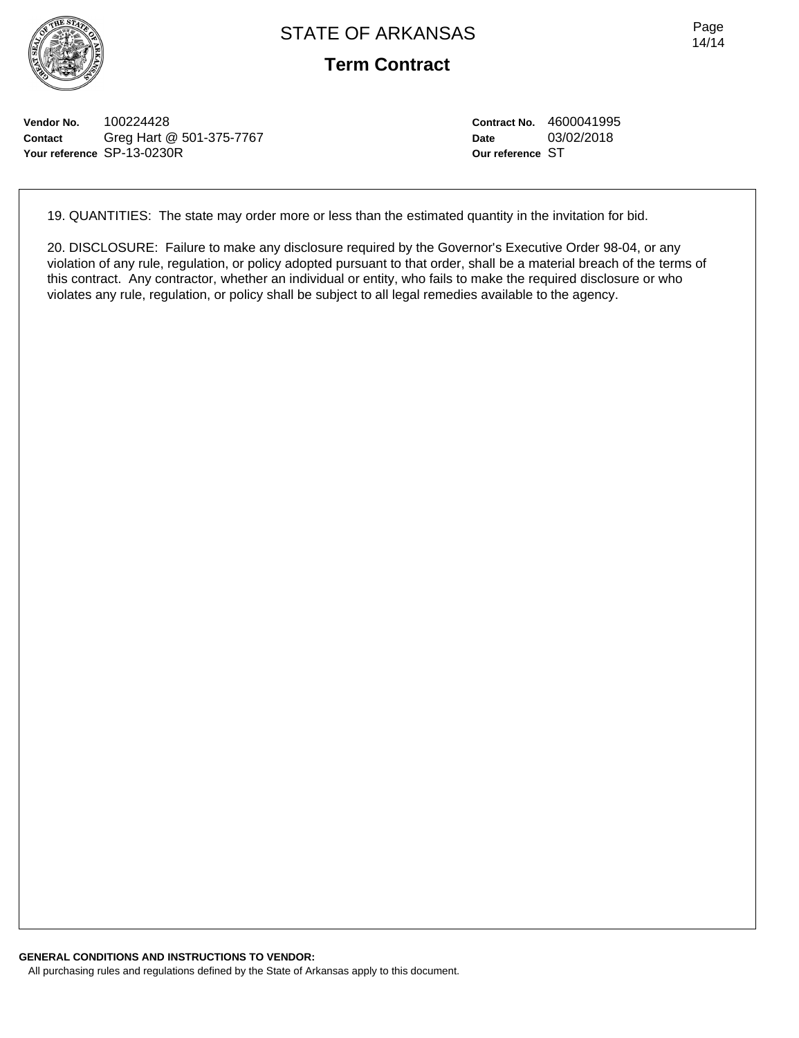# STATE OF ARKANSAS

## Term Contract

| | | | |
|---|---|---|---|
| **Vendor No.** | 100224428 | **Contract No.** | 4600041995 |
| **Contact** | Greg Hart @ 501-375-7767 | **Date** | 03/02/2018 |
| **Your reference** | SP-13-0230R | **Our reference** | ST |

19. QUANTITIES: The state may order more or less than the estimated quantity in the invitation for bid.

20. DISCLOSURE: Failure to make any disclosure required by the Governor's Executive Order 98-04, or any violation of any rule, regulation, or policy adopted pursuant to that order, shall be a material breach of the terms of this contract. Any contractor, whether an individual or entity, who fails to make the required disclosure or who violates any rule, regulation, or policy shall be subject to all legal remedies available to the agency.

**GENERAL CONDITIONS AND INSTRUCTIONS TO VENDOR:**

All purchasing rules and regulations defined by the State of Arkansas apply to this document.